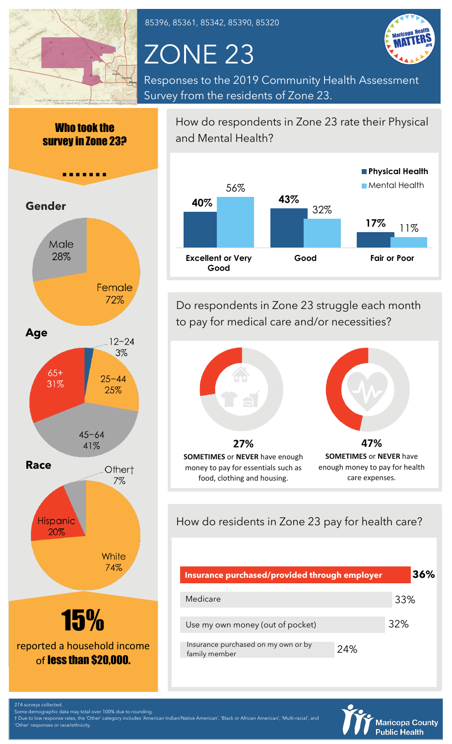85396, 85361, 85342, 85390, 85320

# ZONE 23

Responses to the 2019 Community Health Assessment Survey from the residents of Zone 23.

## Who took the survey in Zone 23?

### Gender

| Gender | Percent |
|---|---|
| Male | 28% |
| Female | 72% |

### Age

| Age | Percent |
|---|---|
| 12–24 | 3% |
| 25–44 | 25% |
| 45–64 | 41% |
| 65+ | 31% |

### Race

| Race | Percent |
|---|---|
| Other† | 7% |
| Hispanic | 20% |
| White | 74% |

**15%** reported a household income of **less than $20,000.**

## How do respondents in Zone 23 rate their Physical and Mental Health?

| | Physical Health | Mental Health |
|---|---|---|
| Excellent or Very Good | 40% | 56% |
| Good | 43% | 32% |
| Fair or Poor | 17% | 11% |

## Do respondents in Zone 23 struggle each month to pay for medical care and/or necessities?

**27%**
**SOMETIMES** or **NEVER** have enough money to pay for essentials such as food, clothing and housing.

**47%**
**SOMETIMES** or **NEVER** have enough money to pay for health care expenses.

## How do residents in Zone 23 pay for health care?

| Payment method | Percent |
|---|---|
| **Insurance purchased/provided through employer** | **36%** |
| Medicare | 33% |
| Use my own money (out of pocket) | 32% |
| Insurance purchased on my own or by family member | 24% |

274 surveys collected.
Some demographic data may total over 100% due to rounding.
† Due to low response rates, the 'Other' category includes 'American Indian/Native American', 'Black or African American', 'Multi-racial', and 'Other' responses or race/ethnicity.

Maricopa County Public Health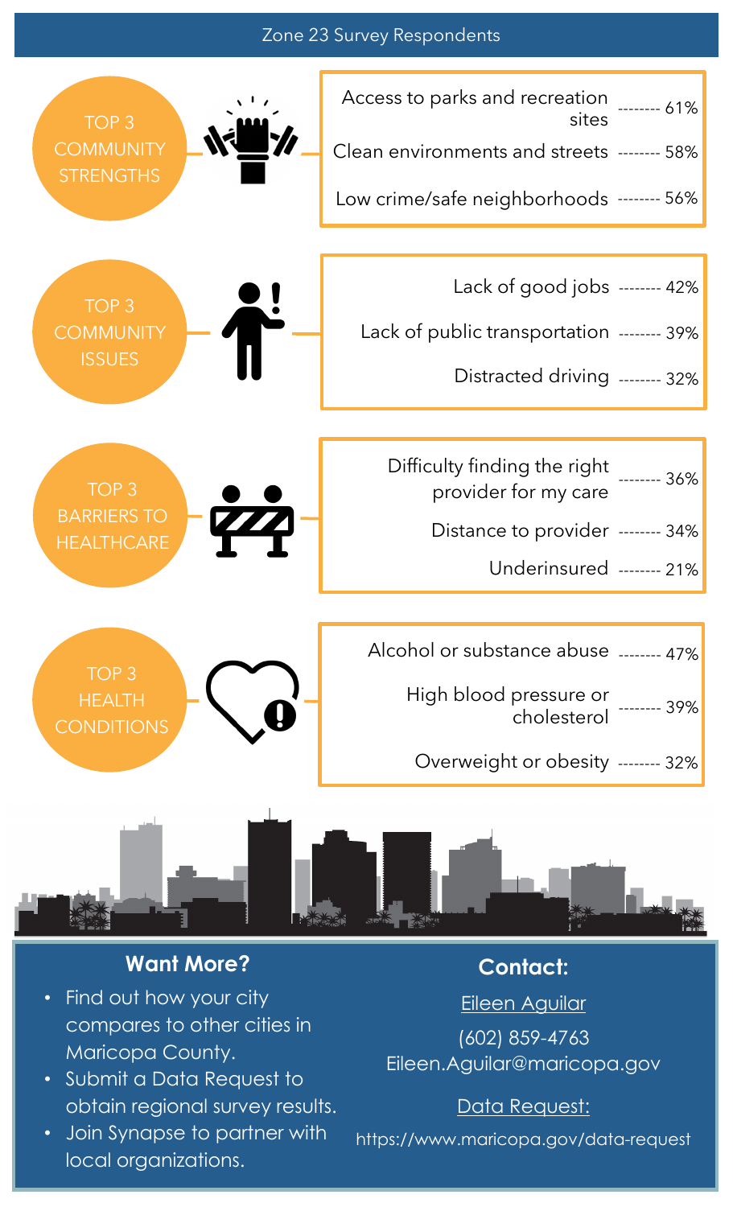## Zone 23 Survey Respondents

### TOP 3 COMMUNITY STRENGTHS

- Access to parks and recreation sites -------- 61%
- Clean environments and streets -------- 58%
- Low crime/safe neighborhoods -------- 56%

### TOP 3 COMMUNITY ISSUES

- Lack of good jobs -------- 42%
- Lack of public transportation -------- 39%
- Distracted driving -------- 32%

### TOP 3 BARRIERS TO HEALTHCARE

- Difficulty finding the right provider for my care -------- 36%
- Distance to provider -------- 34%
- Underinsured -------- 21%

### TOP 3 HEALTH CONDITIONS

- Alcohol or substance abuse -------- 47%
- High blood pressure or cholesterol -------- 39%
- Overweight or obesity -------- 32%

## Want More?

- Find out how your city compares to other cities in Maricopa County.
- Submit a Data Request to obtain regional survey results.
- Join Synapse to partner with local organizations.

## Contact:

Eileen Aguilar

(602) 859-4763

Eileen.Aguilar@maricopa.gov

Data Request:

https://www.maricopa.gov/data-request